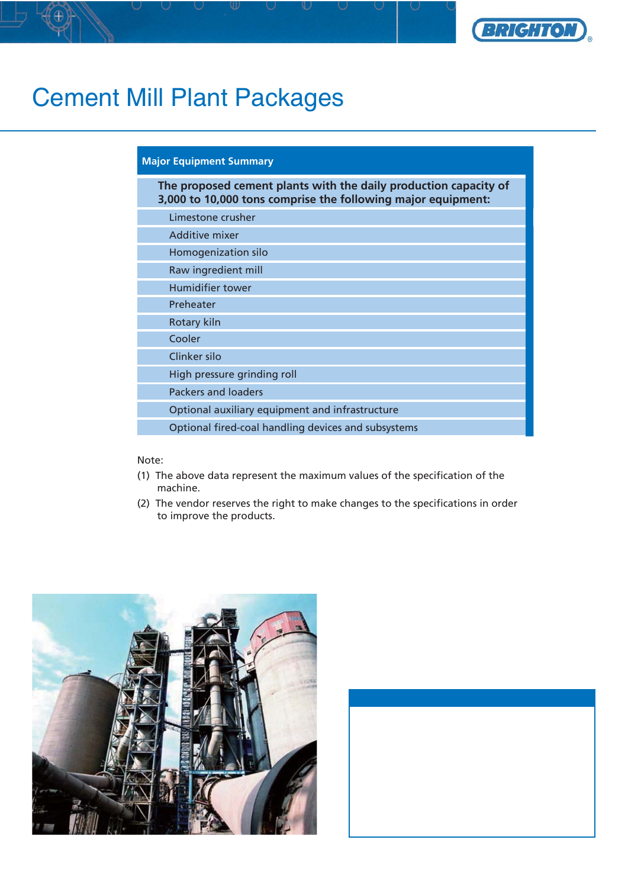# Cement Mill Plant Packages

| Major Equipment Summary |
|---|
| **The proposed cement plants with the daily production capacity of 3,000 to 10,000 tons comprise the following major equipment:** |
| Limestone crusher |
| Additive mixer |
| Homogenization silo |
| Raw ingredient mill |
| Humidifier tower |
| Preheater |
| Rotary kiln |
| Cooler |
| Clinker silo |
| High pressure grinding roll |
| Packers and loaders |
| Optional auxiliary equipment and infrastructure |
| Optional fired-coal handling devices and subsystems |

Note:

(1) The above data represent the maximum values of the specification of the machine.

(2) The vendor reserves the right to make changes to the specifications in order to improve the products.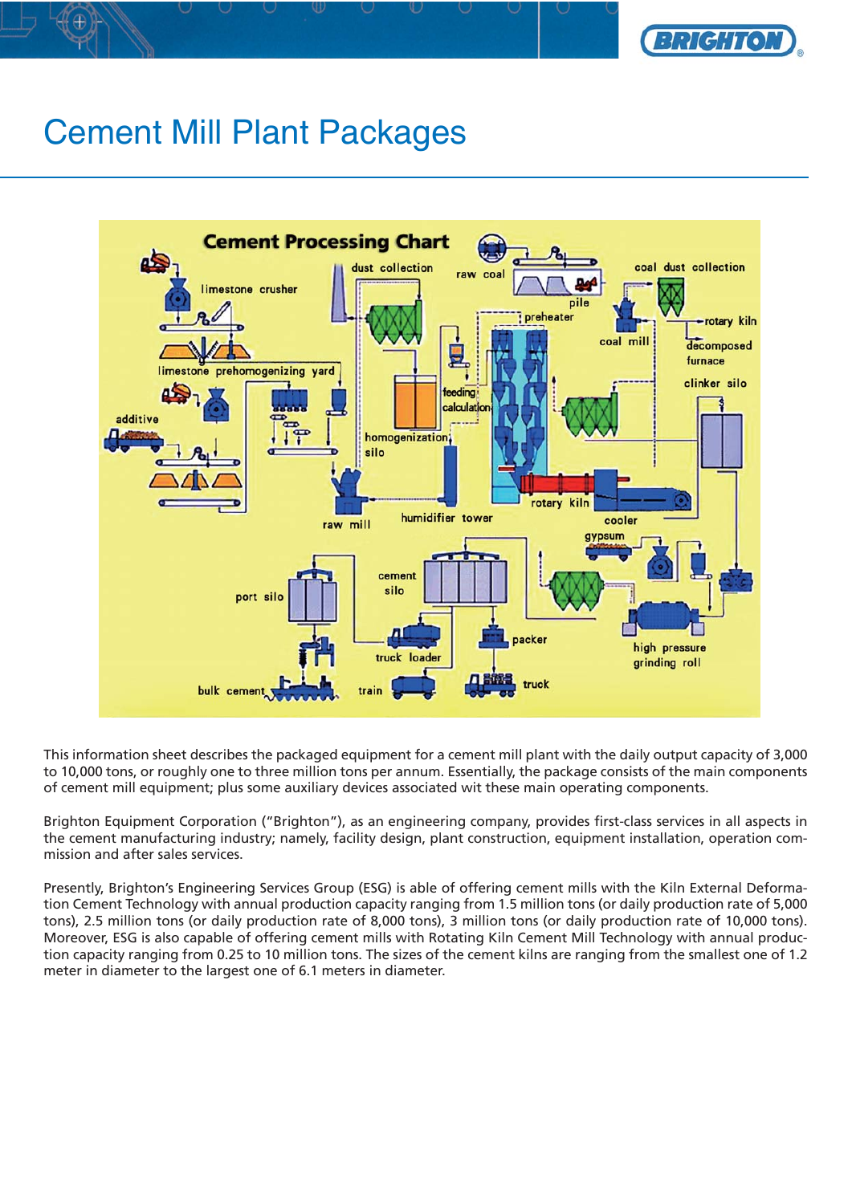# Cement Mill Plant Packages

Cement Processing Chart

dust collection

raw coal

coal dust collection

limestone crusher

pile

preheater

rotary kiln

coal mill

decomposed furnace

limestone prehomogenizing yard

feeding calculation

clinker silo

additive

homogenization silo

raw mill

humidifier tower

rotary kiln

cooler

gypsum

cement silo

port silo

packer

high pressure grinding roll

truck loader

bulk cement

train

truck

This information sheet describes the packaged equipment for a cement mill plant with the daily output capacity of 3,000 to 10,000 tons, or roughly one to three million tons per annum. Essentially, the package consists of the main components of cement mill equipment; plus some auxiliary devices associated wit these main operating components.

Brighton Equipment Corporation ("Brighton"), as an engineering company, provides first-class services in all aspects in the cement manufacturing industry; namely, facility design, plant construction, equipment installation, operation commission and after sales services.

Presently, Brighton's Engineering Services Group (ESG) is able of offering cement mills with the Kiln External Deformation Cement Technology with annual production capacity ranging from 1.5 million tons (or daily production rate of 5,000 tons), 2.5 million tons (or daily production rate of 8,000 tons), 3 million tons (or daily production rate of 10,000 tons). Moreover, ESG is also capable of offering cement mills with Rotating Kiln Cement Mill Technology with annual production capacity ranging from 0.25 to 10 million tons. The sizes of the cement kilns are ranging from the smallest one of 1.2 meter in diameter to the largest one of 6.1 meters in diameter.